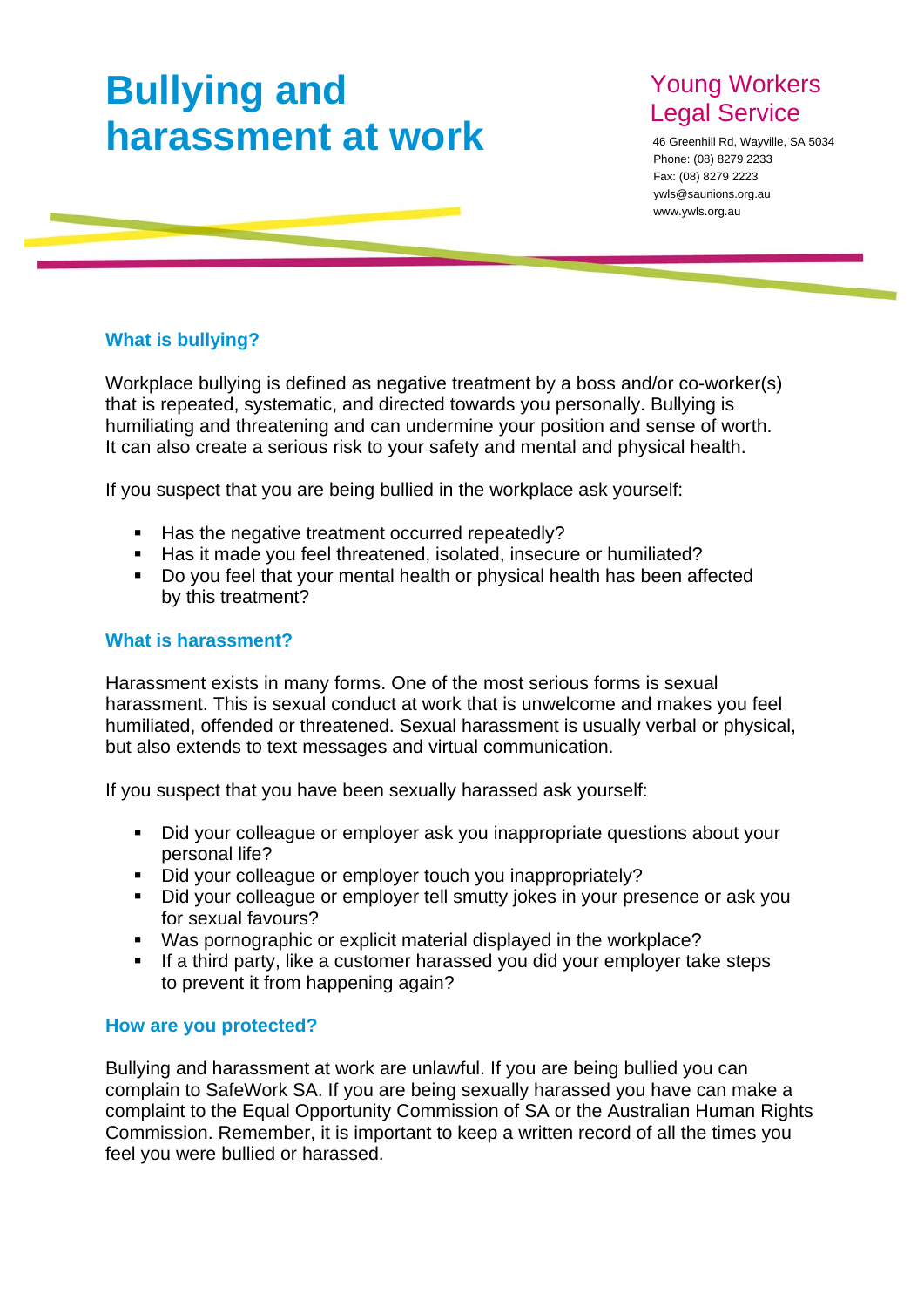# Bullying and harassment at work

## Young Workers Legal Service

46 Greenhill Rd, Wayville, SA 5034
Phone: (08) 8279 2233
Fax: (08) 8279 2223
ywls@saunions.org.au
www.ywls.org.au

### What is bullying?

Workplace bullying is defined as negative treatment by a boss and/or co-worker(s) that is repeated, systematic, and directed towards you personally. Bullying is humiliating and threatening and can undermine your position and sense of worth. It can also create a serious risk to your safety and mental and physical health.

If you suspect that you are being bullied in the workplace ask yourself:

- Has the negative treatment occurred repeatedly?
- Has it made you feel threatened, isolated, insecure or humiliated?
- Do you feel that your mental health or physical health has been affected by this treatment?

### What is harassment?

Harassment exists in many forms. One of the most serious forms is sexual harassment. This is sexual conduct at work that is unwelcome and makes you feel humiliated, offended or threatened. Sexual harassment is usually verbal or physical, but also extends to text messages and virtual communication.

If you suspect that you have been sexually harassed ask yourself:

- Did your colleague or employer ask you inappropriate questions about your personal life?
- Did your colleague or employer touch you inappropriately?
- Did your colleague or employer tell smutty jokes in your presence or ask you for sexual favours?
- Was pornographic or explicit material displayed in the workplace?
- If a third party, like a customer harassed you did your employer take steps to prevent it from happening again?

### How are you protected?

Bullying and harassment at work are unlawful. If you are being bullied you can complain to SafeWork SA. If you are being sexually harassed you have can make a complaint to the Equal Opportunity Commission of SA or the Australian Human Rights Commission. Remember, it is important to keep a written record of all the times you feel you were bullied or harassed.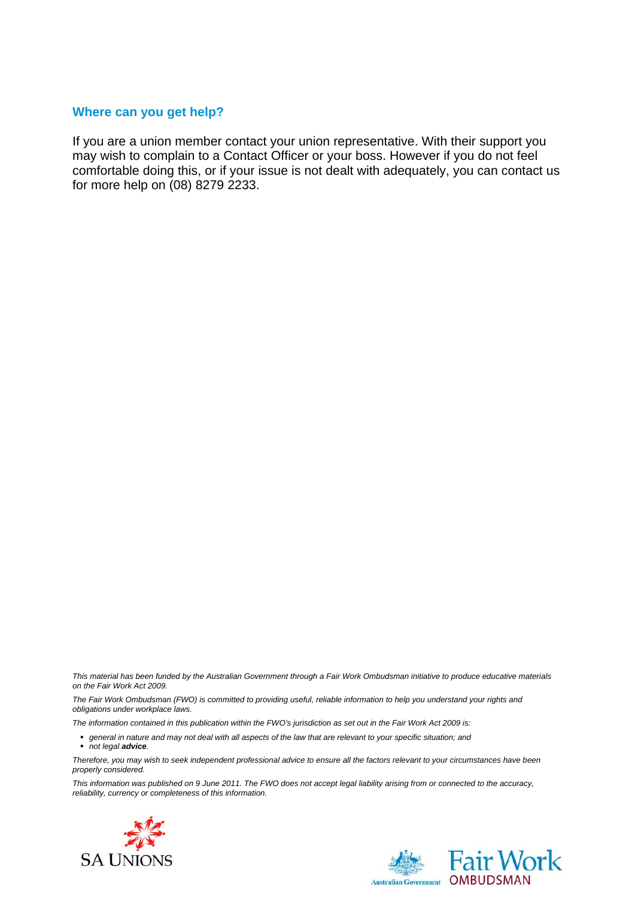## Where can you get help?

If you are a union member contact your union representative. With their support you may wish to complain to a Contact Officer or your boss. However if you do not feel comfortable doing this, or if your issue is not dealt with adequately, you can contact us for more help on (08) 8279 2233.

*This material has been funded by the Australian Government through a Fair Work Ombudsman initiative to produce educative materials on the Fair Work Act 2009.*

*The Fair Work Ombudsman (FWO) is committed to providing useful, reliable information to help you understand your rights and obligations under workplace laws.*

*The information contained in this publication within the FWO's jurisdiction as set out in the Fair Work Act 2009 is:*

- *general in nature and may not deal with all aspects of the law that are relevant to your specific situation; and*
- *not legal **advice**.*

*Therefore, you may wish to seek independent professional advice to ensure all the factors relevant to your circumstances have been properly considered.*

*This information was published on 9 June 2011. The FWO does not accept legal liability arising from or connected to the accuracy, reliability, currency or completeness of this information.*

SA UNIONS

Australian Government Fair Work OMBUDSMAN